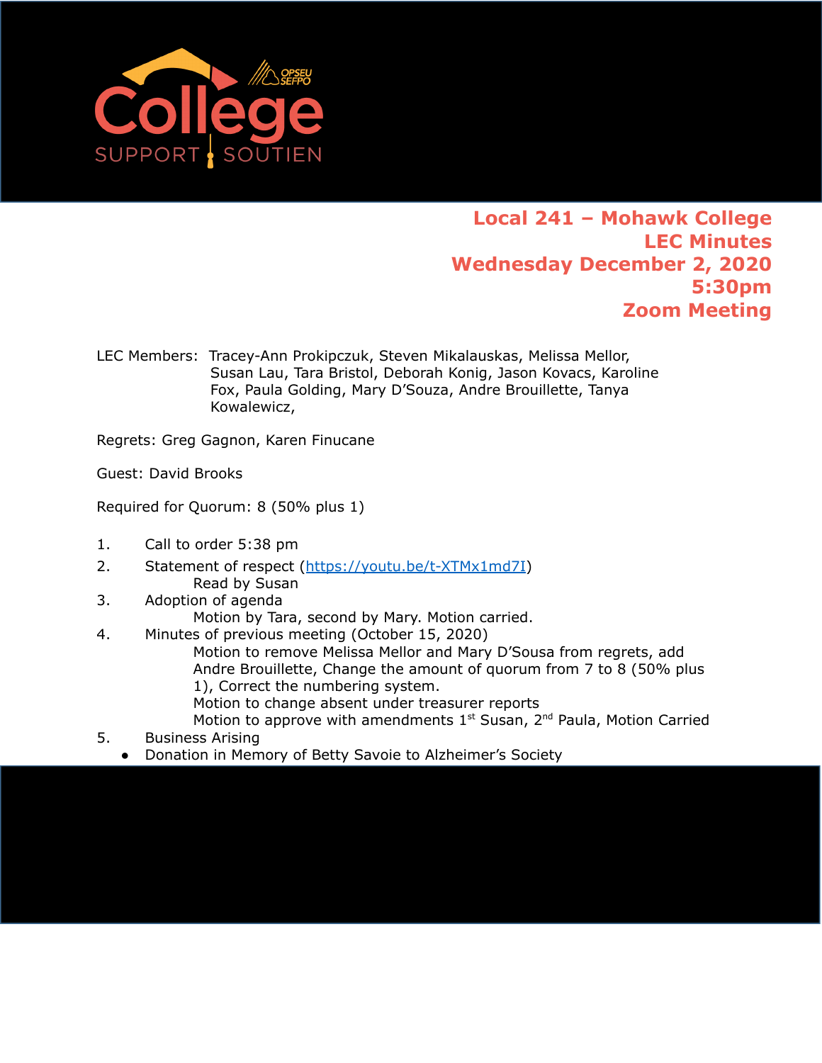# Local 241 – Mohawk College
## LEC Minutes
## Wednesday December 2, 2020
## 5:30pm
## Zoom Meeting

LEC Members: Tracey-Ann Prokipczuk, Steven Mikalauskas, Melissa Mellor, Susan Lau, Tara Bristol, Deborah Konig, Jason Kovacs, Karoline Fox, Paula Golding, Mary D'Souza, Andre Brouillette, Tanya Kowalewicz,

Regrets: Greg Gagnon, Karen Finucane

Guest: David Brooks

Required for Quorum: 8 (50% plus 1)

1. Call to order 5:38 pm
2. Statement of respect (https://youtu.be/t-XTMx1md7I)
   Read by Susan
3. Adoption of agenda
   Motion by Tara, second by Mary. Motion carried.
4. Minutes of previous meeting (October 15, 2020)
   Motion to remove Melissa Mellor and Mary D'Sousa from regrets, add Andre Brouillette, Change the amount of quorum from 7 to 8 (50% plus 1), Correct the numbering system.
   Motion to change absent under treasurer reports
   Motion to approve with amendments 1st Susan, 2nd Paula, Motion Carried
5. Business Arising
   - Donation in Memory of Betty Savoie to Alzheimer's Society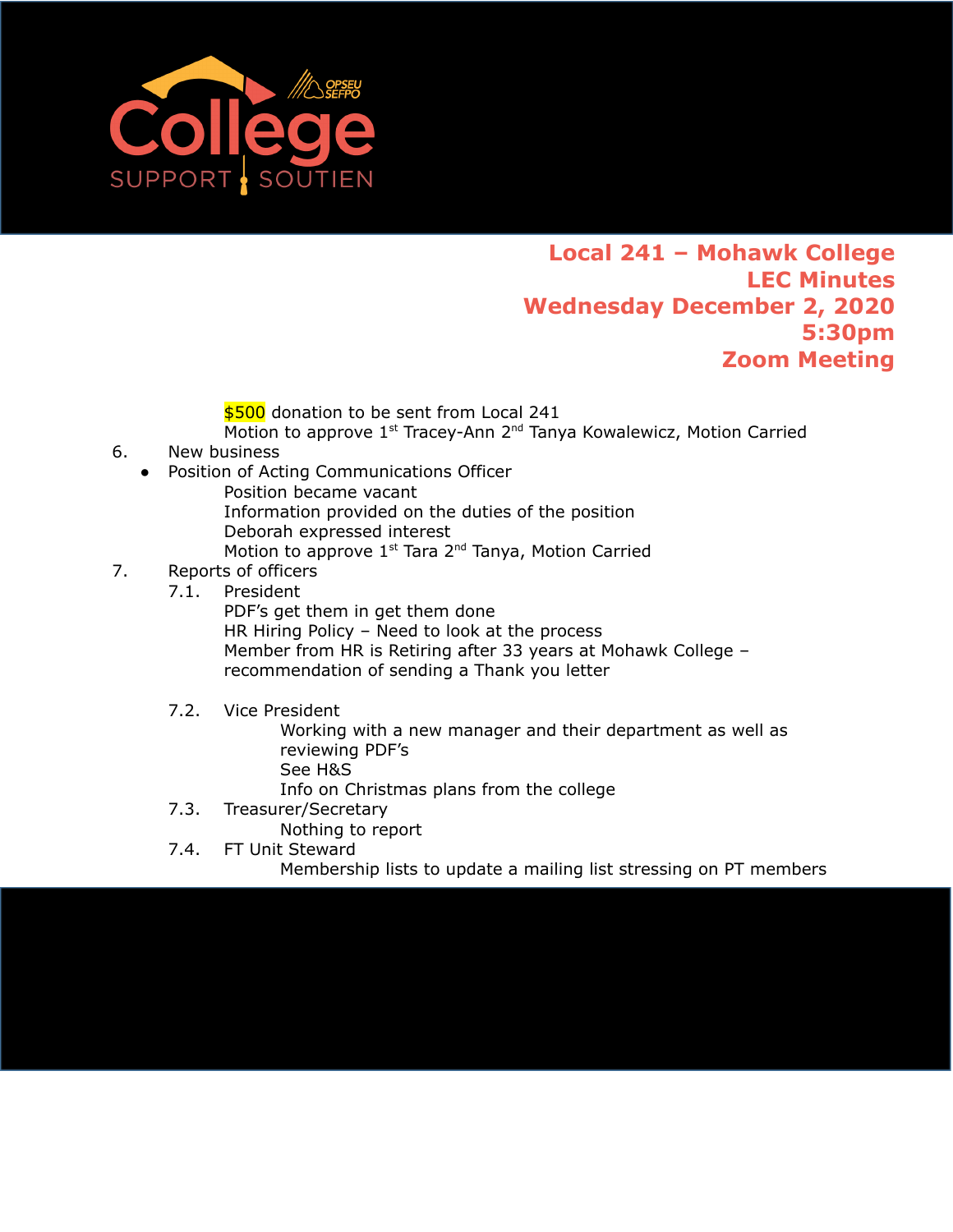**Local 241 – Mohawk College**
**LEC Minutes**
**Wednesday December 2, 2020**
**5:30pm**
**Zoom Meeting**

$500 donation to be sent from Local 241
Motion to approve 1st Tracey-Ann 2nd Tanya Kowalewicz, Motion Carried

6. New business
   - Position of Acting Communications Officer
     Position became vacant
     Information provided on the duties of the position
     Deborah expressed interest
     Motion to approve 1st Tara 2nd Tanya, Motion Carried
7. Reports of officers
   7.1. President
   PDF's get them in get them done
   HR Hiring Policy – Need to look at the process
   Member from HR is Retiring after 33 years at Mohawk College – recommendation of sending a Thank you letter

   7.2. Vice President
   Working with a new manager and their department as well as reviewing PDF's
   See H&S
   Info on Christmas plans from the college
   7.3. Treasurer/Secretary
   Nothing to report
   7.4. FT Unit Steward
   Membership lists to update a mailing list stressing on PT members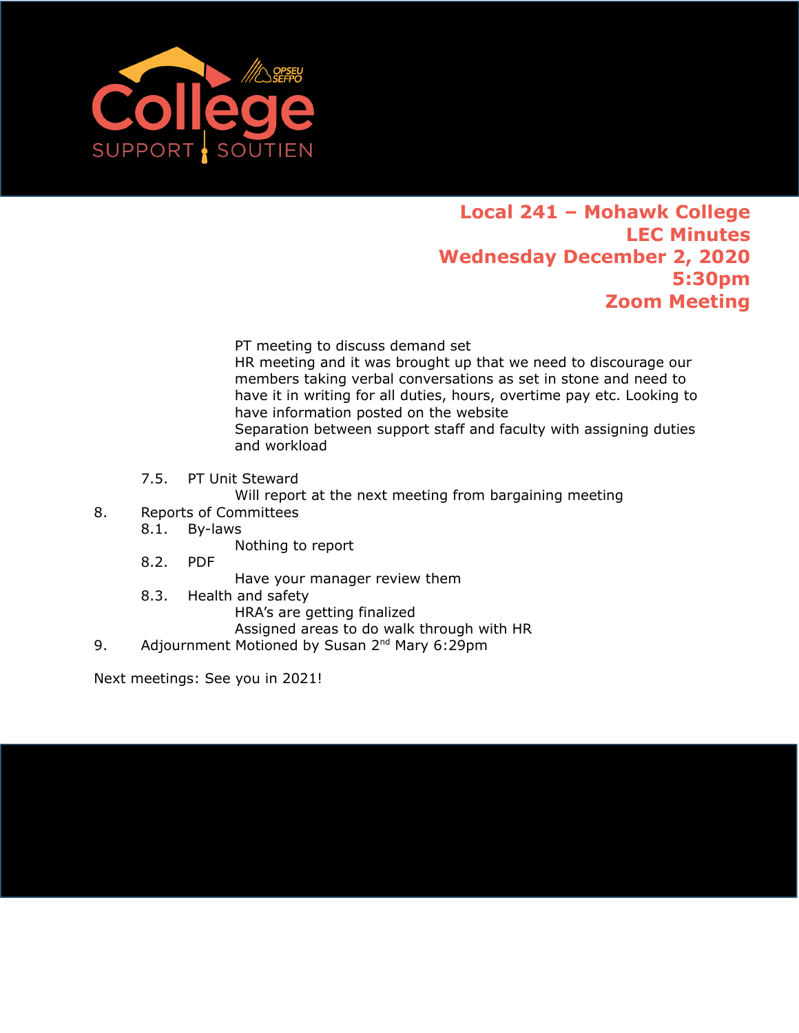**Local 241 – Mohawk College**
**LEC Minutes**
**Wednesday December 2, 2020**
**5:30pm**
**Zoom Meeting**

PT meeting to discuss demand set
HR meeting and it was brought up that we need to discourage our members taking verbal conversations as set in stone and need to have it in writing for all duties, hours, overtime pay etc. Looking to have information posted on the website
Separation between support staff and faculty with assigning duties and workload

7.5. PT Unit Steward
Will report at the next meeting from bargaining meeting

8. Reports of Committees
    8.1. By-laws
    Nothing to report
    8.2. PDF
    Have your manager review them
    8.3. Health and safety
    HRA's are getting finalized
    Assigned areas to do walk through with HR
9. Adjournment Motioned by Susan 2nd Mary 6:29pm

Next meetings: See you in 2021!